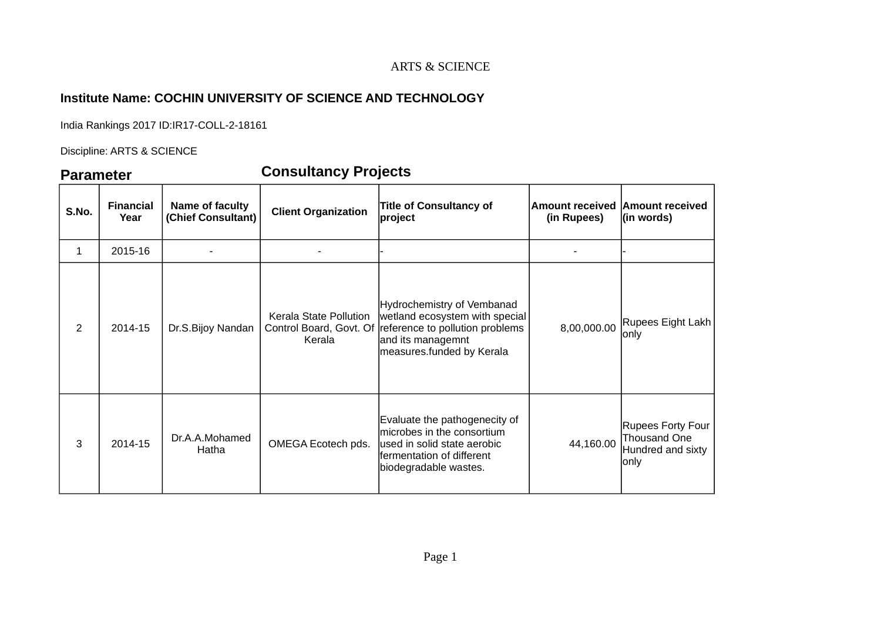ARTS & SCIENCE

**Institute Name: COCHIN UNIVERSITY OF SCIENCE AND TECHNOLOGY**

India Rankings 2017 ID:IR17-COLL-2-18161

Discipline: ARTS & SCIENCE

## Parameter Consultancy Projects

| S.No. | Financial Year | Name of faculty (Chief Consultant) | Client Organization | Title of Consultancy of project | Amount received (in Rupees) | Amount received (in words) |
|---|---|---|---|---|---|---|
| 1 | 2015-16 | - | - | - | - | - |
| 2 | 2014-15 | Dr.S.Bijoy Nandan | Kerala State Pollution Control Board, Govt. Of Kerala | Hydrochemistry of Vembanad wetland ecosystem with special reference to pollution problems and its managemnt measures.funded by Kerala | 8,00,000.00 | Rupees Eight Lakh only |
| 3 | 2014-15 | Dr.A.A.Mohamed Hatha | OMEGA Ecotech pds. | Evaluate the pathogenecity of microbes in the consortium used in solid state aerobic fermentation of different biodegradable wastes. | 44,160.00 | Rupees Forty Four Thousand One Hundred and sixty only |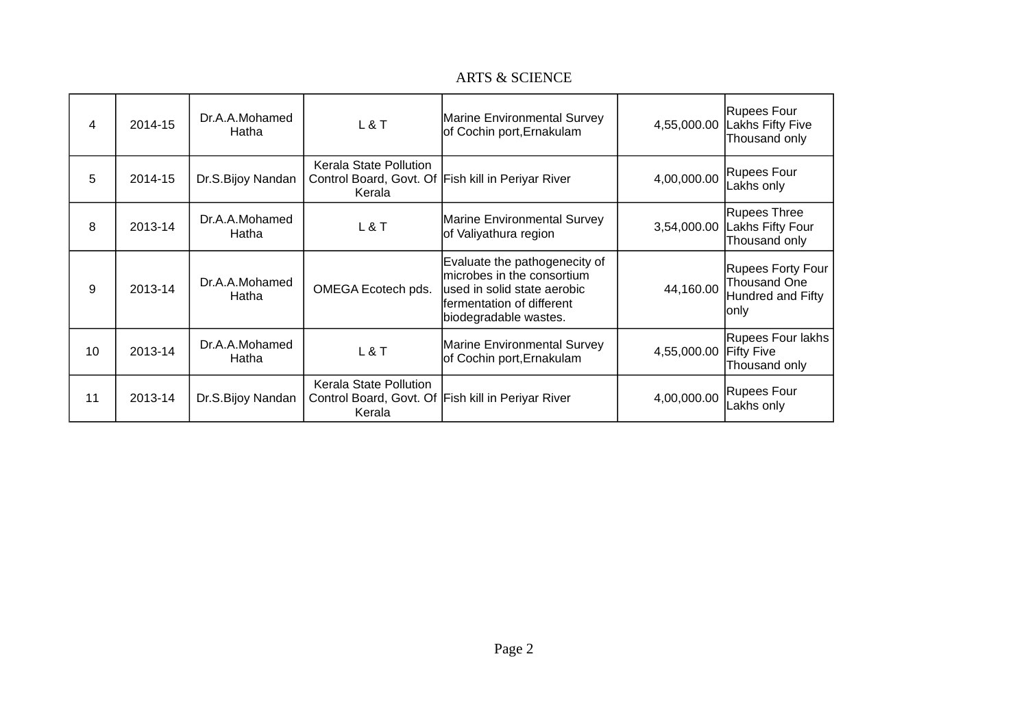ARTS & SCIENCE

| | | | | | | |
|---|---|---|---|---|---|---|
| 4 | 2014-15 | Dr.A.A.Mohamed Hatha | L & T | Marine Environmental Survey of Cochin port,Ernakulam | 4,55,000.00 | Rupees Four Lakhs Fifty Five Thousand only |
| 5 | 2014-15 | Dr.S.Bijoy Nandan | Kerala State Pollution Control Board, Govt. Of Kerala | Fish kill in Periyar River | 4,00,000.00 | Rupees Four Lakhs only |
| 8 | 2013-14 | Dr.A.A.Mohamed Hatha | L & T | Marine Environmental Survey of Valiyathura region | 3,54,000.00 | Rupees Three Lakhs Fifty Four Thousand only |
| 9 | 2013-14 | Dr.A.A.Mohamed Hatha | OMEGA Ecotech pds. | Evaluate the pathogenecity of microbes in the consortium used in solid state aerobic fermentation of different biodegradable wastes. | 44,160.00 | Rupees Forty Four Thousand One Hundred and Fifty only |
| 10 | 2013-14 | Dr.A.A.Mohamed Hatha | L & T | Marine Environmental Survey of Cochin port,Ernakulam | 4,55,000.00 | Rupees Four lakhs Fifty Five Thousand only |
| 11 | 2013-14 | Dr.S.Bijoy Nandan | Kerala State Pollution Control Board, Govt. Of Kerala | Fish kill in Periyar River | 4,00,000.00 | Rupees Four Lakhs only |